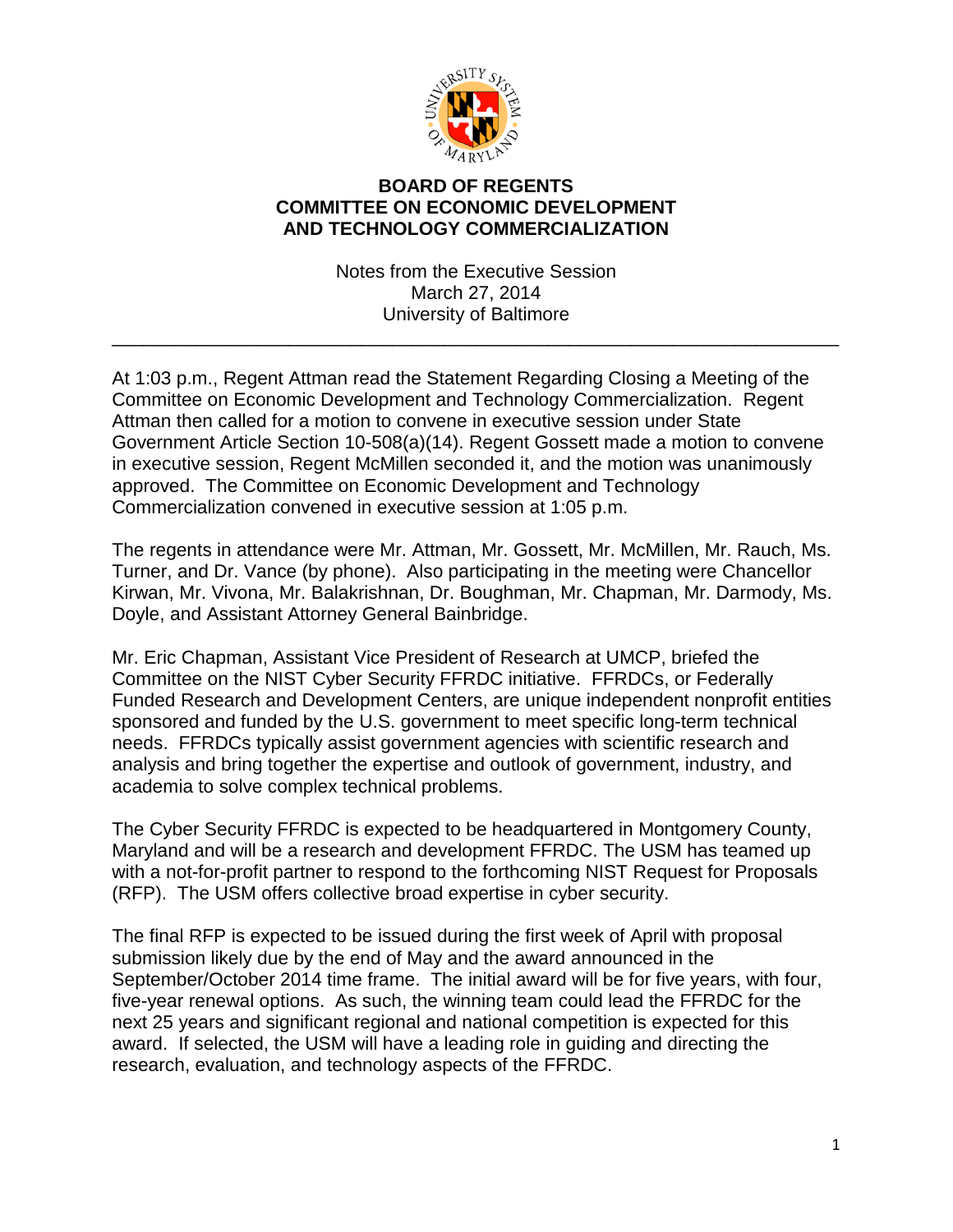# BOARD OF REGENTS
# COMMITTEE ON ECONOMIC DEVELOPMENT AND TECHNOLOGY COMMERCIALIZATION

Notes from the Executive Session
March 27, 2014
University of Baltimore

---

At 1:03 p.m., Regent Attman read the Statement Regarding Closing a Meeting of the Committee on Economic Development and Technology Commercialization. Regent Attman then called for a motion to convene in executive session under State Government Article Section 10-508(a)(14). Regent Gossett made a motion to convene in executive session, Regent McMillen seconded it, and the motion was unanimously approved. The Committee on Economic Development and Technology Commercialization convened in executive session at 1:05 p.m.

The regents in attendance were Mr. Attman, Mr. Gossett, Mr. McMillen, Mr. Rauch, Ms. Turner, and Dr. Vance (by phone). Also participating in the meeting were Chancellor Kirwan, Mr. Vivona, Mr. Balakrishnan, Dr. Boughman, Mr. Chapman, Mr. Darmody, Ms. Doyle, and Assistant Attorney General Bainbridge.

Mr. Eric Chapman, Assistant Vice President of Research at UMCP, briefed the Committee on the NIST Cyber Security FFRDC initiative. FFRDCs, or Federally Funded Research and Development Centers, are unique independent nonprofit entities sponsored and funded by the U.S. government to meet specific long-term technical needs. FFRDCs typically assist government agencies with scientific research and analysis and bring together the expertise and outlook of government, industry, and academia to solve complex technical problems.

The Cyber Security FFRDC is expected to be headquartered in Montgomery County, Maryland and will be a research and development FFRDC. The USM has teamed up with a not-for-profit partner to respond to the forthcoming NIST Request for Proposals (RFP). The USM offers collective broad expertise in cyber security.

The final RFP is expected to be issued during the first week of April with proposal submission likely due by the end of May and the award announced in the September/October 2014 time frame. The initial award will be for five years, with four, five-year renewal options. As such, the winning team could lead the FFRDC for the next 25 years and significant regional and national competition is expected for this award. If selected, the USM will have a leading role in guiding and directing the research, evaluation, and technology aspects of the FFRDC.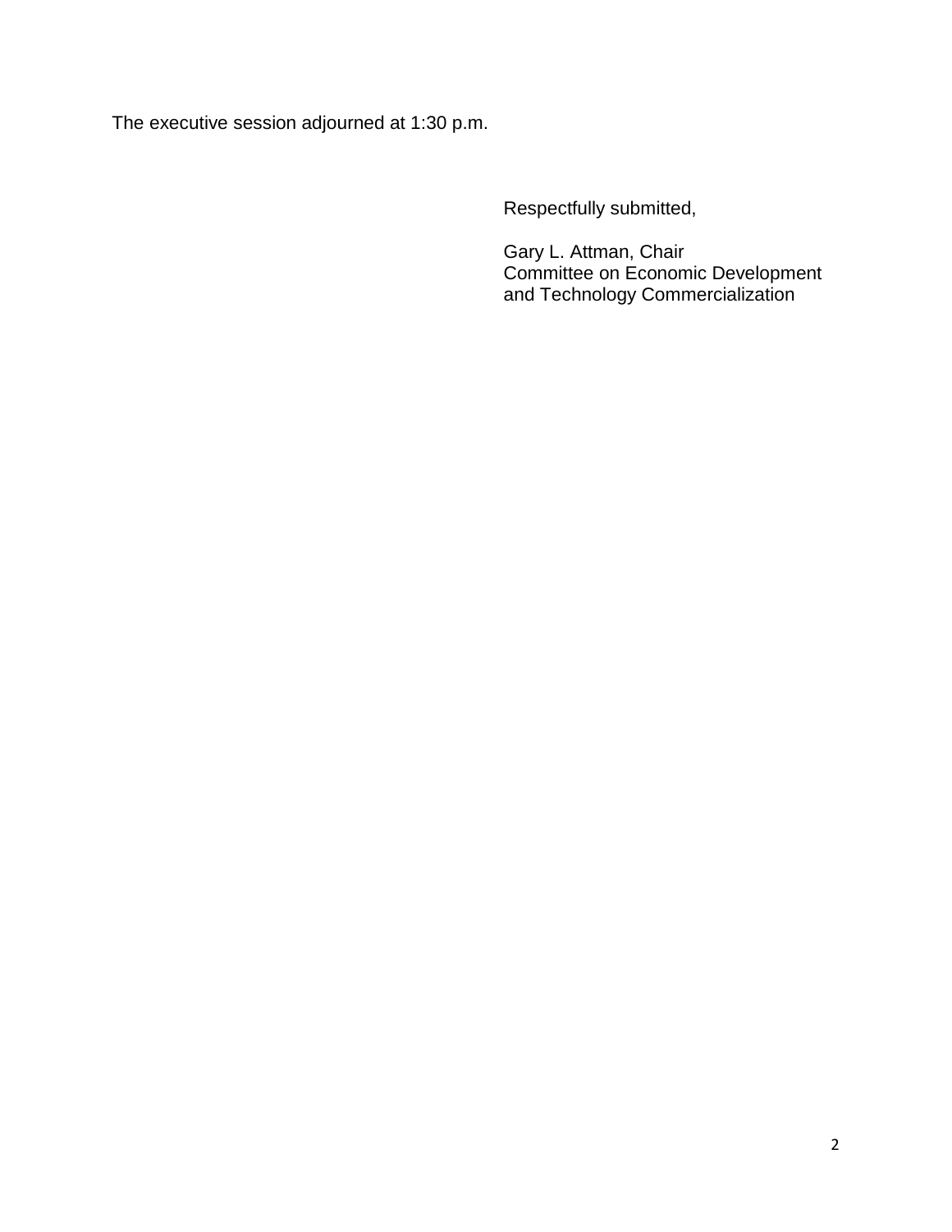The executive session adjourned at 1:30 p.m.

Respectfully submitted,

Gary L. Attman, Chair
Committee on Economic Development
and Technology Commercialization